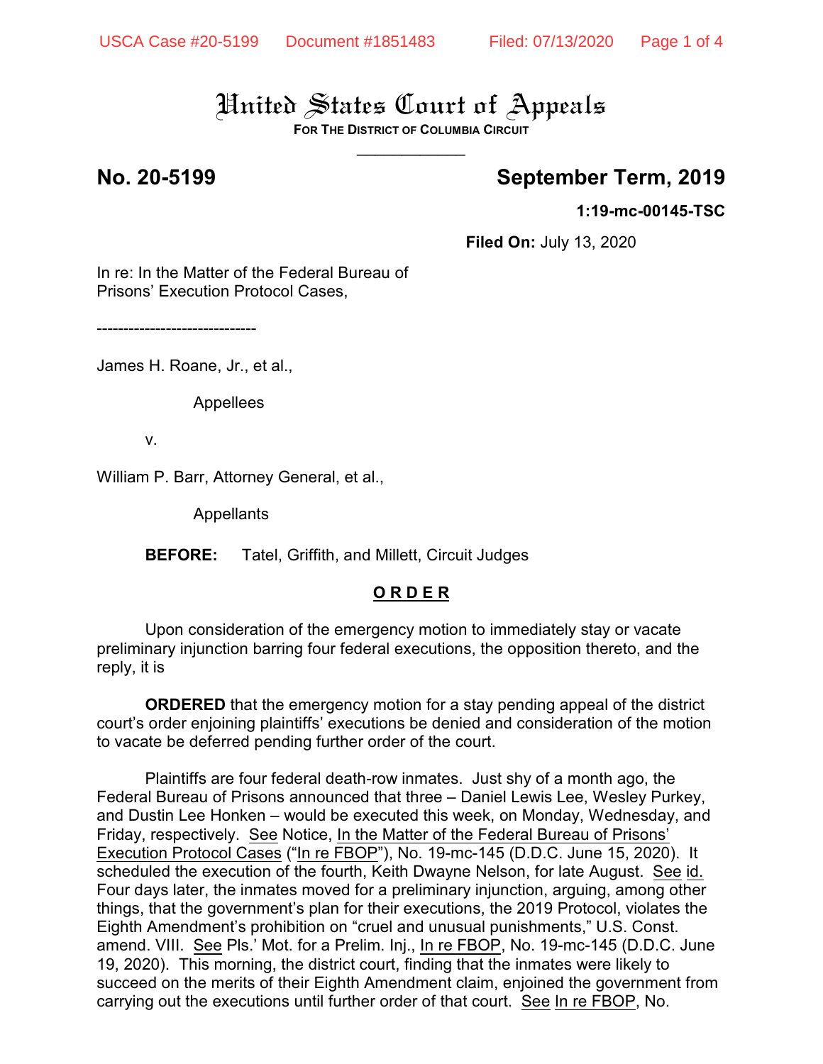# United States Court of Appeals

**FOR THE DISTRICT OF COLUMBIA CIRCUIT**

\_\_\_\_\_\_\_\_\_\_\_\_

**No. 20-5199** **September Term, 2019**

**1:19-mc-00145-TSC**

**Filed On:** July 13, 2020

In re: In the Matter of the Federal Bureau of Prisons' Execution Protocol Cases,

------------------------------

James H. Roane, Jr., et al.,

Appellees

v.

William P. Barr, Attorney General, et al.,

Appellants

**BEFORE:** Tatel, Griffith, and Millett, Circuit Judges

## O R D E R

Upon consideration of the emergency motion to immediately stay or vacate preliminary injunction barring four federal executions, the opposition thereto, and the reply, it is

**ORDERED** that the emergency motion for a stay pending appeal of the district court's order enjoining plaintiffs' executions be denied and consideration of the motion to vacate be deferred pending further order of the court.

Plaintiffs are four federal death-row inmates. Just shy of a month ago, the Federal Bureau of Prisons announced that three – Daniel Lewis Lee, Wesley Purkey, and Dustin Lee Honken – would be executed this week, on Monday, Wednesday, and Friday, respectively. See Notice, In the Matter of the Federal Bureau of Prisons' Execution Protocol Cases ("In re FBOP"), No. 19-mc-145 (D.D.C. June 15, 2020). It scheduled the execution of the fourth, Keith Dwayne Nelson, for late August. See id. Four days later, the inmates moved for a preliminary injunction, arguing, among other things, that the government's plan for their executions, the 2019 Protocol, violates the Eighth Amendment's prohibition on "cruel and unusual punishments," U.S. Const. amend. VIII. See Pls.' Mot. for a Prelim. Inj., In re FBOP, No. 19-mc-145 (D.D.C. June 19, 2020). This morning, the district court, finding that the inmates were likely to succeed on the merits of their Eighth Amendment claim, enjoined the government from carrying out the executions until further order of that court. See In re FBOP, No.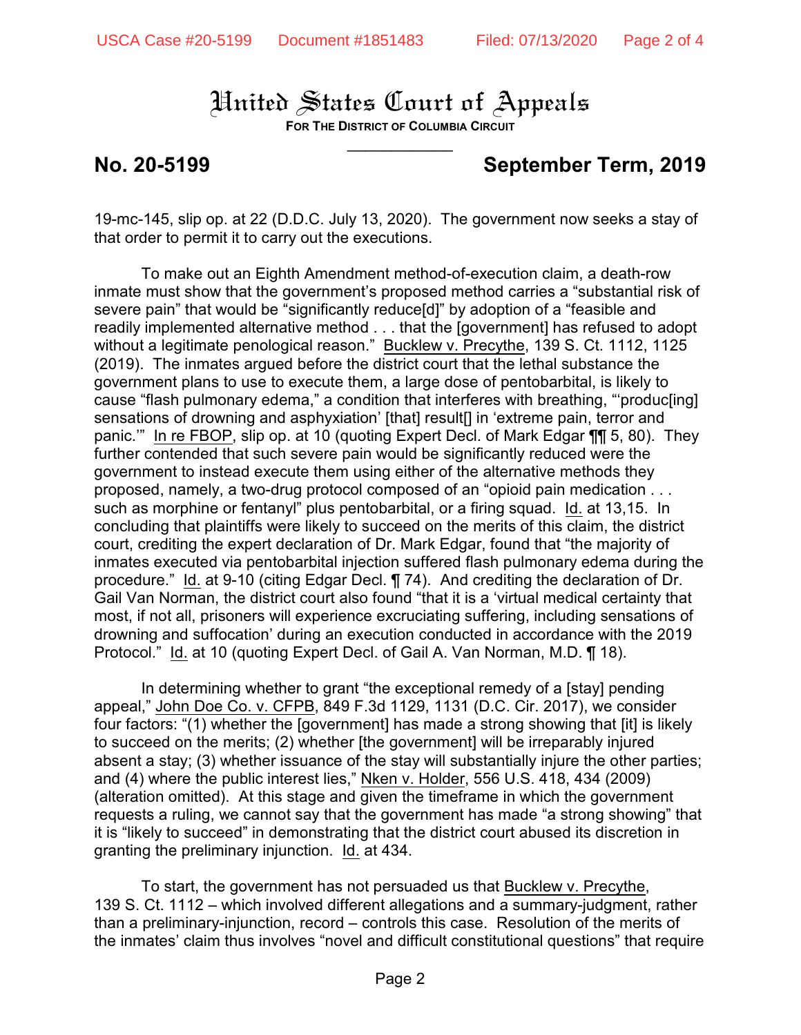# United States Court of Appeals

**FOR THE DISTRICT OF COLUMBIA CIRCUIT**

**No. 20-5199** **September Term, 2019**

19-mc-145, slip op. at 22 (D.D.C. July 13, 2020). The government now seeks a stay of that order to permit it to carry out the executions.

To make out an Eighth Amendment method-of-execution claim, a death-row inmate must show that the government's proposed method carries a "substantial risk of severe pain" that would be "significantly reduce[d]" by adoption of a "feasible and readily implemented alternative method . . . that the [government] has refused to adopt without a legitimate penological reason." Bucklew v. Precythe, 139 S. Ct. 1112, 1125 (2019). The inmates argued before the district court that the lethal substance the government plans to use to execute them, a large dose of pentobarbital, is likely to cause "flash pulmonary edema," a condition that interferes with breathing, "'produc[ing] sensations of drowning and asphyxiation' [that] result[] in 'extreme pain, terror and panic.'" In re FBOP, slip op. at 10 (quoting Expert Decl. of Mark Edgar ¶¶ 5, 80). They further contended that such severe pain would be significantly reduced were the government to instead execute them using either of the alternative methods they proposed, namely, a two-drug protocol composed of an "opioid pain medication . . . such as morphine or fentanyl" plus pentobarbital, or a firing squad. Id. at 13,15. In concluding that plaintiffs were likely to succeed on the merits of this claim, the district court, crediting the expert declaration of Dr. Mark Edgar, found that "the majority of inmates executed via pentobarbital injection suffered flash pulmonary edema during the procedure." Id. at 9-10 (citing Edgar Decl. ¶ 74). And crediting the declaration of Dr. Gail Van Norman, the district court also found "that it is a 'virtual medical certainty that most, if not all, prisoners will experience excruciating suffering, including sensations of drowning and suffocation' during an execution conducted in accordance with the 2019 Protocol." Id. at 10 (quoting Expert Decl. of Gail A. Van Norman, M.D. ¶ 18).

In determining whether to grant "the exceptional remedy of a [stay] pending appeal," John Doe Co. v. CFPB, 849 F.3d 1129, 1131 (D.C. Cir. 2017), we consider four factors: "(1) whether the [government] has made a strong showing that [it] is likely to succeed on the merits; (2) whether [the government] will be irreparably injured absent a stay; (3) whether issuance of the stay will substantially injure the other parties; and (4) where the public interest lies," Nken v. Holder, 556 U.S. 418, 434 (2009) (alteration omitted). At this stage and given the timeframe in which the government requests a ruling, we cannot say that the government has made "a strong showing" that it is "likely to succeed" in demonstrating that the district court abused its discretion in granting the preliminary injunction. Id. at 434.

To start, the government has not persuaded us that Bucklew v. Precythe, 139 S. Ct. 1112 – which involved different allegations and a summary-judgment, rather than a preliminary-injunction, record – controls this case. Resolution of the merits of the inmates' claim thus involves "novel and difficult constitutional questions" that require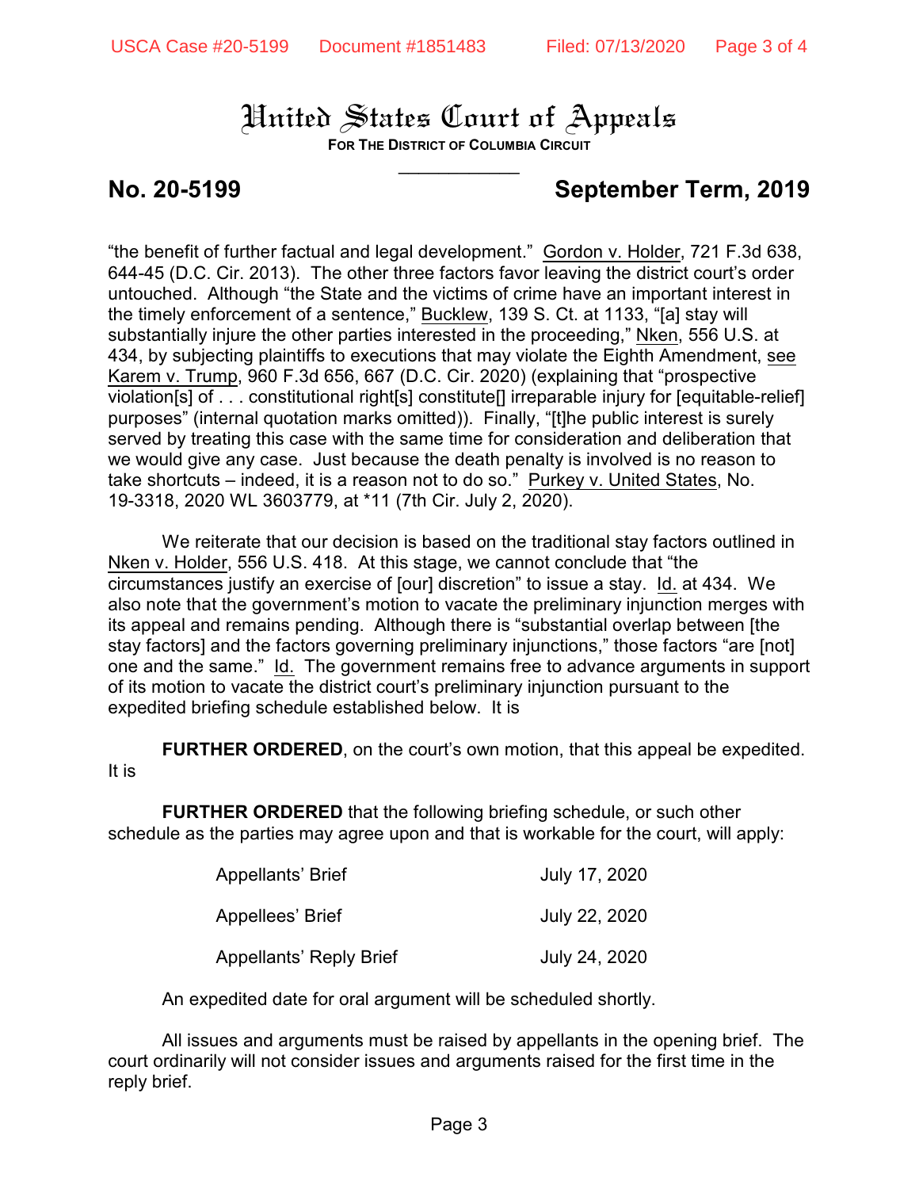# United States Court of Appeals

**FOR THE DISTRICT OF COLUMBIA CIRCUIT**

**No. 20-5199** **September Term, 2019**

"the benefit of further factual and legal development." Gordon v. Holder, 721 F.3d 638, 644-45 (D.C. Cir. 2013). The other three factors favor leaving the district court's order untouched. Although "the State and the victims of crime have an important interest in the timely enforcement of a sentence," Bucklew, 139 S. Ct. at 1133, "[a] stay will substantially injure the other parties interested in the proceeding," Nken, 556 U.S. at 434, by subjecting plaintiffs to executions that may violate the Eighth Amendment, see Karem v. Trump, 960 F.3d 656, 667 (D.C. Cir. 2020) (explaining that "prospective violation[s] of . . . constitutional right[s] constitute[] irreparable injury for [equitable-relief] purposes" (internal quotation marks omitted)). Finally, "[t]he public interest is surely served by treating this case with the same time for consideration and deliberation that we would give any case. Just because the death penalty is involved is no reason to take shortcuts – indeed, it is a reason not to do so." Purkey v. United States, No. 19-3318, 2020 WL 3603779, at *11 (7th Cir. July 2, 2020).

We reiterate that our decision is based on the traditional stay factors outlined in Nken v. Holder, 556 U.S. 418. At this stage, we cannot conclude that "the circumstances justify an exercise of [our] discretion" to issue a stay. Id. at 434. We also note that the government's motion to vacate the preliminary injunction merges with its appeal and remains pending. Although there is "substantial overlap between [the stay factors] and the factors governing preliminary injunctions," those factors "are [not] one and the same." Id. The government remains free to advance arguments in support of its motion to vacate the district court's preliminary injunction pursuant to the expedited briefing schedule established below. It is

**FURTHER ORDERED**, on the court's own motion, that this appeal be expedited. It is

**FURTHER ORDERED** that the following briefing schedule, or such other schedule as the parties may agree upon and that is workable for the court, will apply:

| | |
|---|---|
| Appellants' Brief | July 17, 2020 |
| Appellees' Brief | July 22, 2020 |
| Appellants' Reply Brief | July 24, 2020 |

An expedited date for oral argument will be scheduled shortly.

All issues and arguments must be raised by appellants in the opening brief. The court ordinarily will not consider issues and arguments raised for the first time in the reply brief.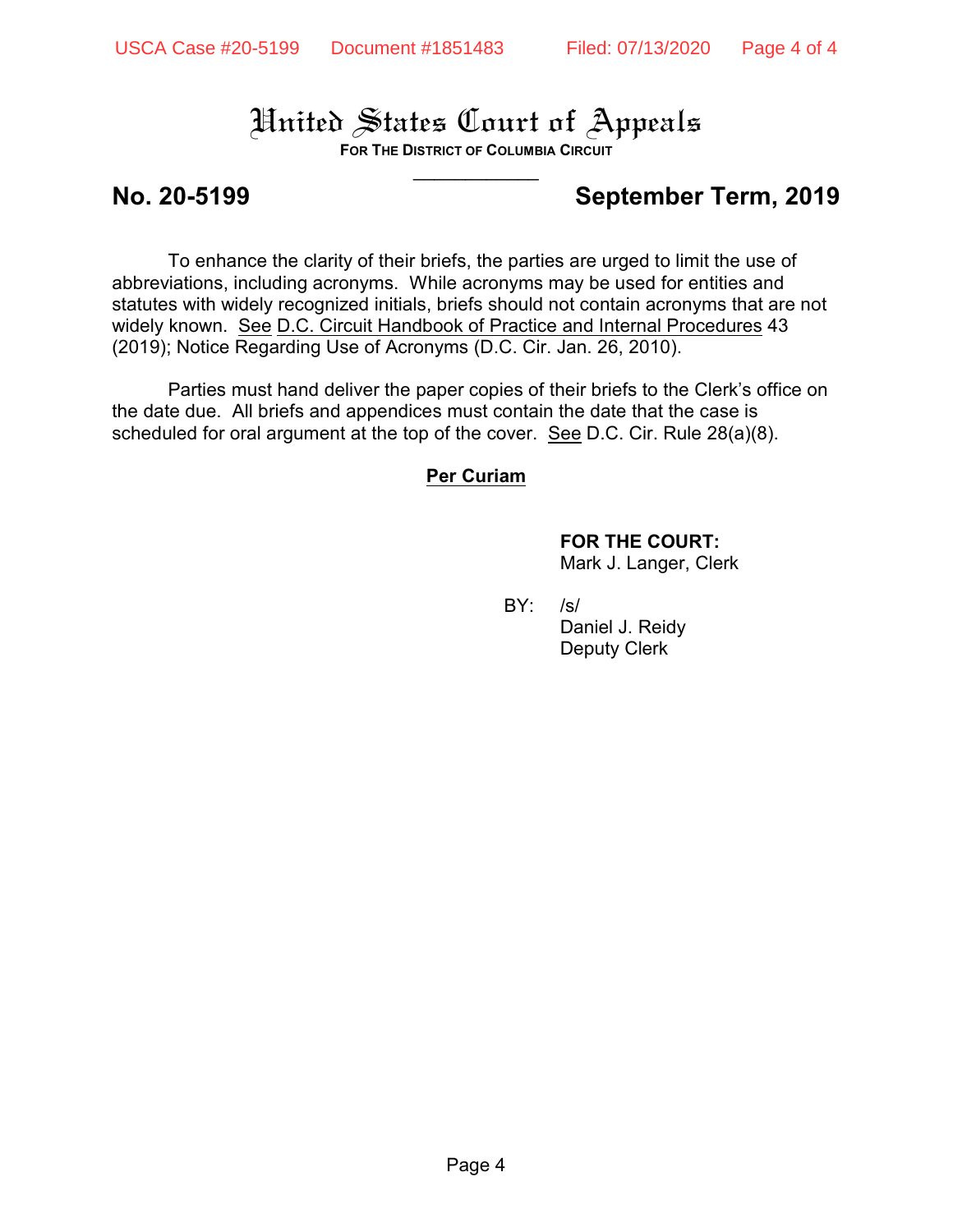# United States Court of Appeals

**FOR THE DISTRICT OF COLUMBIA CIRCUIT**

\_\_\_\_\_\_\_\_\_\_\_\_

**No. 20-5199** **September Term, 2019**

To enhance the clarity of their briefs, the parties are urged to limit the use of abbreviations, including acronyms. While acronyms may be used for entities and statutes with widely recognized initials, briefs should not contain acronyms that are not widely known. See D.C. Circuit Handbook of Practice and Internal Procedures 43 (2019); Notice Regarding Use of Acronyms (D.C. Cir. Jan. 26, 2010).

Parties must hand deliver the paper copies of their briefs to the Clerk's office on the date due. All briefs and appendices must contain the date that the case is scheduled for oral argument at the top of the cover. See D.C. Cir. Rule 28(a)(8).

**Per Curiam**

**FOR THE COURT:**
Mark J. Langer, Clerk

BY: /s/
Daniel J. Reidy
Deputy Clerk